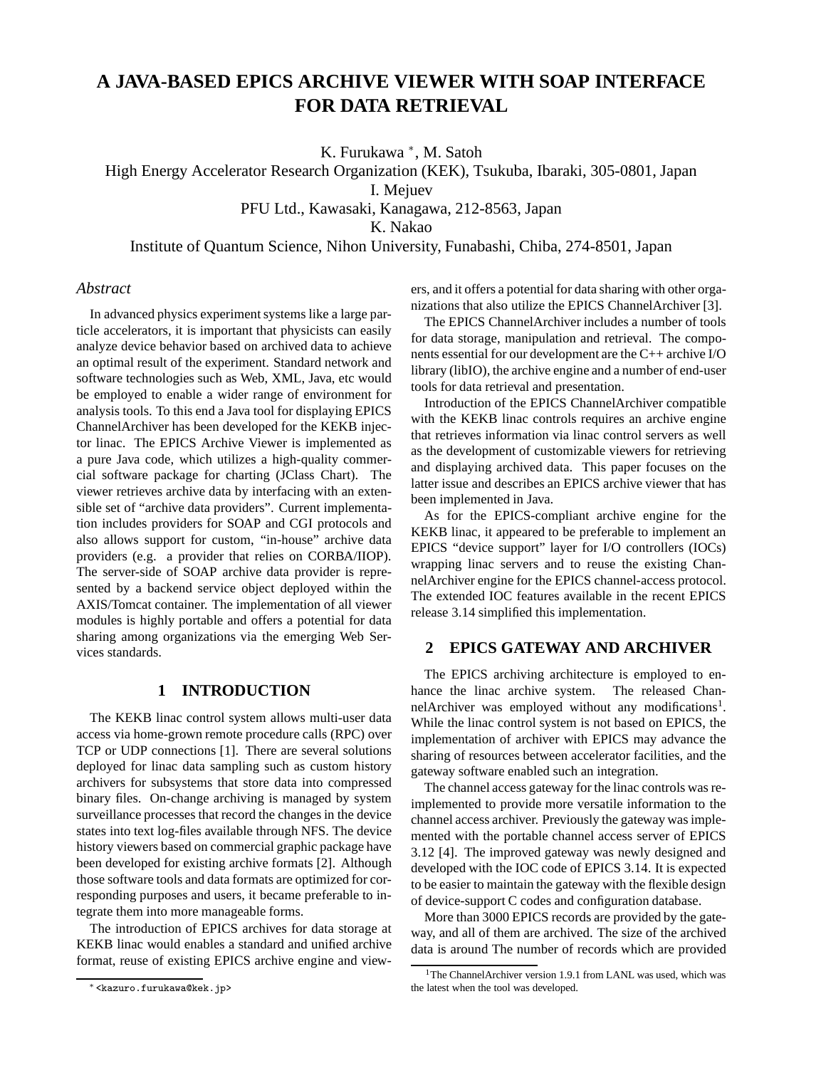# A JAVA-BASED EPICS ARCHIVE VIEWER WITH SOAP INTERFACE FOR DATA RETRIEVAL

K. Furukawa *, M. Satoh
High Energy Accelerator Research Organization (KEK), Tsukuba, Ibaraki, 305-0801, Japan
I. Mejuev
PFU Ltd., Kawasaki, Kanagawa, 212-8563, Japan
K. Nakao
Institute of Quantum Science, Nihon University, Funabashi, Chiba, 274-8501, Japan

### *Abstract*

In advanced physics experiment systems like a large particle accelerators, it is important that physicists can easily analyze device behavior based on archived data to achieve an optimal result of the experiment. Standard network and software technologies such as Web, XML, Java, etc would be employed to enable a wider range of environment for analysis tools. To this end a Java tool for displaying EPICS ChannelArchiver has been developed for the KEKB injector linac. The EPICS Archive Viewer is implemented as a pure Java code, which utilizes a high-quality commercial software package for charting (JClass Chart). The viewer retrieves archive data by interfacing with an extensible set of "archive data providers". Current implementation includes providers for SOAP and CGI protocols and also allows support for custom, "in-house" archive data providers (e.g. a provider that relies on CORBA/IIOP). The server-side of SOAP archive data provider is represented by a backend service object deployed within the AXIS/Tomcat container. The implementation of all viewer modules is highly portable and offers a potential for data sharing among organizations via the emerging Web Services standards.

## 1 INTRODUCTION

The KEKB linac control system allows multi-user data access via home-grown remote procedure calls (RPC) over TCP or UDP connections [1]. There are several solutions deployed for linac data sampling such as custom history archivers for subsystems that store data into compressed binary files. On-change archiving is managed by system surveillance processes that record the changes in the device states into text log-files available through NFS. The device history viewers based on commercial graphic package have been developed for existing archive formats [2]. Although those software tools and data formats are optimized for corresponding purposes and users, it became preferable to integrate them into more manageable forms.

The introduction of EPICS archives for data storage at KEKB linac would enables a standard and unified archive format, reuse of existing EPICS archive engine and viewers, and it offers a potential for data sharing with other organizations that also utilize the EPICS ChannelArchiver [3].

The EPICS ChannelArchiver includes a number of tools for data storage, manipulation and retrieval. The components essential for our development are the C++ archive I/O library (libIO), the archive engine and a number of end-user tools for data retrieval and presentation.

Introduction of the EPICS ChannelArchiver compatible with the KEKB linac controls requires an archive engine that retrieves information via linac control servers as well as the development of customizable viewers for retrieving and displaying archived data. This paper focuses on the latter issue and describes an EPICS archive viewer that has been implemented in Java.

As for the EPICS-compliant archive engine for the KEKB linac, it appeared to be preferable to implement an EPICS "device support" layer for I/O controllers (IOCs) wrapping linac servers and to reuse the existing ChannelArchiver engine for the EPICS channel-access protocol. The extended IOC features available in the recent EPICS release 3.14 simplified this implementation.

## 2 EPICS GATEWAY AND ARCHIVER

The EPICS archiving architecture is employed to enhance the linac archive system. The released ChannelArchiver was employed without any modifications[1]. While the linac control system is not based on EPICS, the implementation of archiver with EPICS may advance the sharing of resources between accelerator facilities, and the gateway software enabled such an integration.

The channel access gateway for the linac controls was reimplemented to provide more versatile information to the channel access archiver. Previously the gateway was implemented with the portable channel access server of EPICS 3.12 [4]. The improved gateway was newly designed and developed with the IOC code of EPICS 3.14. It is expected to be easier to maintain the gateway with the flexible design of device-support C codes and configuration database.

More than 3000 EPICS records are provided by the gateway, and all of them are archived. The size of the archived data is around The number of records which are provided

---

* <kazuro.furukawa@kek.jp>

[1] The ChannelArchiver version 1.9.1 from LANL was used, which was the latest when the tool was developed.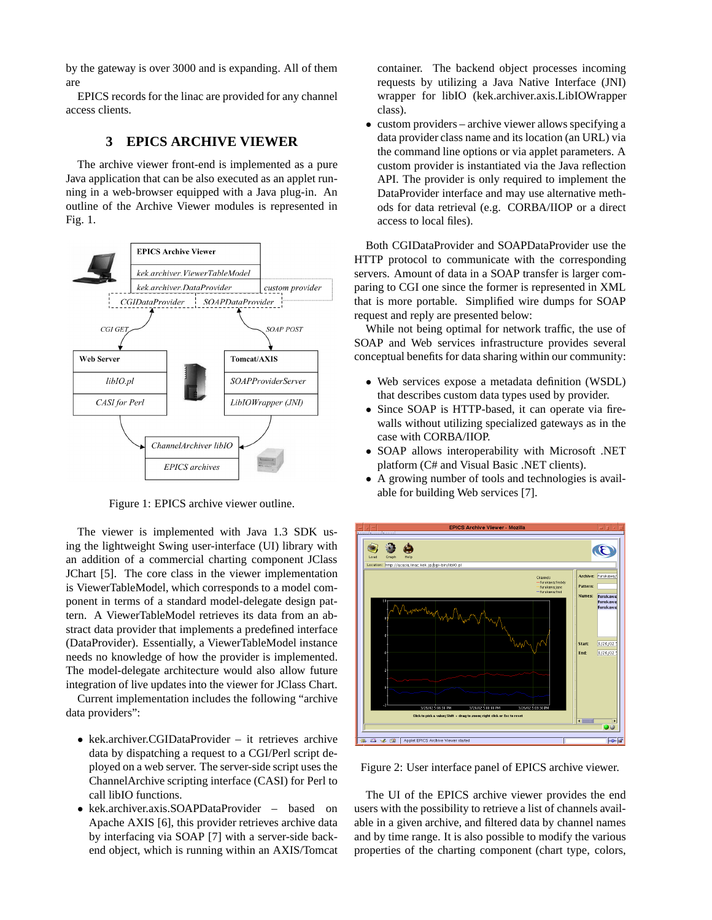by the gateway is over 3000 and is expanding. All of them are

EPICS records for the linac are provided for any channel access clients.

## 3 EPICS ARCHIVE VIEWER

The archive viewer front-end is implemented as a pure Java application that can be also executed as an applet running in a web-browser equipped with a Java plug-in. An outline of the Archive Viewer modules is represented in Fig. 1.

EPICS Archive Viewer
kek.archiver.ViewerTableModel
kek.archiver.DataProvider
custom provider
CGIDataProvider
SOAPDataProvider
CGI GET
SOAP POST
Web Server
libIO.pl
CASI for Perl
Tomcat/AXIS
SOAPProviderServer
LibIOWrapper (JNI)
ChannelArchiver libIO
EPICS archives

Figure 1: EPICS archive viewer outline.

The viewer is implemented with Java 1.3 SDK using the lightweight Swing user-interface (UI) library with an addition of a commercial charting component JClass JChart [5]. The core class in the viewer implementation is ViewerTableModel, which corresponds to a model component in terms of a standard model-delegate design pattern. A ViewerTableModel retrieves its data from an abstract data provider that implements a predefined interface (DataProvider). Essentially, a ViewerTableModel instance needs no knowledge of how the provider is implemented. The model-delegate architecture would also allow future integration of live updates into the viewer for JClass Chart.

Current implementation includes the following "archive data providers":

- kek.archiver.CGIDataProvider – it retrieves archive data by dispatching a request to a CGI/Perl script deployed on a web server. The server-side script uses the ChannelArchive scripting interface (CASI) for Perl to call libIO functions.
- kek.archiver.axis.SOAPDataProvider – based on Apache AXIS [6], this provider retrieves archive data by interfacing via SOAP [7] with a server-side backend object, which is running within an AXIS/Tomcat container. The backend object processes incoming requests by utilizing a Java Native Interface (JNI) wrapper for libIO (kek.archiver.axis.LibIOWrapper class).
- custom providers – archive viewer allows specifying a data provider class name and its location (an URL) via the command line options or via applet parameters. A custom provider is instantiated via the Java reflection API. The provider is only required to implement the DataProvider interface and may use alternative methods for data retrieval (e.g. CORBA/IIOP or a direct access to local files).

Both CGIDataProvider and SOAPDataProvider use the HTTP protocol to communicate with the corresponding servers. Amount of data in a SOAP transfer is larger comparing to CGI one since the former is represented in XML that is more portable. Simplified wire dumps for SOAP request and reply are presented below:

While not being optimal for network traffic, the use of SOAP and Web services infrastructure provides several conceptual benefits for data sharing within our community:

- Web services expose a metadata definition (WSDL) that describes custom data types used by provider.
- Since SOAP is HTTP-based, it can operate via firewalls without utilizing specialized gateways as in the case with CORBA/IIOP.
- SOAP allows interoperability with Microsoft .NET platform (C# and Visual Basic .NET clients).
- A growing number of tools and technologies is available for building Web services [7].

Figure 2: User interface panel of EPICS archive viewer.

The UI of the EPICS archive viewer provides the end users with the possibility to retrieve a list of channels available in a given archive, and filtered data by channel names and by time range. It is also possible to modify the various properties of the charting component (chart type, colors,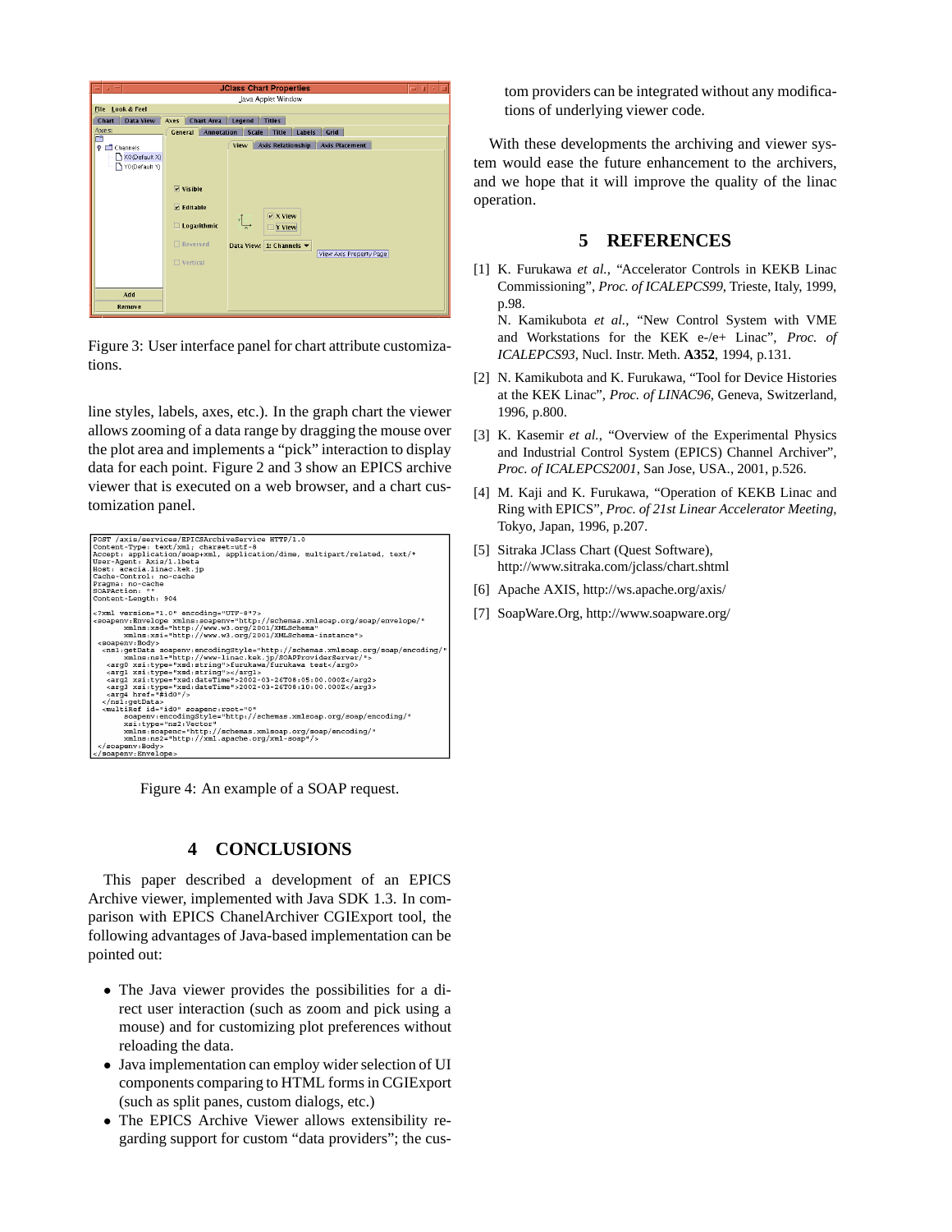Figure 3: User interface panel for chart attribute customizations.

line styles, labels, axes, etc.). In the graph chart the viewer allows zooming of a data range by dragging the mouse over the plot area and implements a "pick" interaction to display data for each point. Figure 2 and 3 show an EPICS archive viewer that is executed on a web browser, and a chart customization panel.

```
POST /axis/services/EPICSArchiveService HTTP/1.0
Content-Type: text/xml; charset=utf-8
Accept: application/soap+xml, application/dime, multipart/related, text/*
User-Agent: Axis/1.1beta
Host: acacia.linac.kek.jp
Cache-Control: no-cache
Pragma: no-cache
SOAPAction: ""
Content-Length: 904

<?xml version="1.0" encoding="UTF-8"?>
<soapenv:Envelope xmlns:soapenv="http://schemas.xmlsoap.org/soap/envelope/"
       xmlns:xsd="http://www.w3.org/2001/XMLSchema"
       xmlns:xsi="http://www.w3.org/2001/XMLSchema-instance">
 <soapenv:Body>
  <ns1:getData soapenv:encodingStyle="http://schemas.xmlsoap.org/soap/encoding/"
       xmlns:ns1="http://www-linac.kek.jp/SOAPProviderServer/">
   <arg0 xsi:type="xsd:string">furukawa/furukawa test</arg0>
   <arg1 xsi:type="xsd:string"></arg1>
   <arg2 xsi:type="xsd:dateTime">2002-03-26T08:05:00.000Z</arg2>
   <arg3 xsi:type="xsd:dateTime">2002-03-26T08:10:00.000Z</arg3>
   <arg4 href="#id0"/>
  </ns1:getData>
  <multiRef id="id0" soapenc:root="0"
       soapenv:encodingStyle="http://schemas.xmlsoap.org/soap/encoding/"
       xsi:type="ns2:Vector"
       xmlns:soapenc="http://schemas.xmlsoap.org/soap/encoding/"
       xmlns:ns2="http://xml.apache.org/xml-soap"/>
 </soapenv:Body>
</soapenv:Envelope>
```

Figure 4: An example of a SOAP request.

## 4 CONCLUSIONS

This paper described a development of an EPICS Archive viewer, implemented with Java SDK 1.3. In comparison with EPICS ChanelArchiver CGIExport tool, the following advantages of Java-based implementation can be pointed out:

- The Java viewer provides the possibilities for a direct user interaction (such as zoom and pick using a mouse) and for customizing plot preferences without reloading the data.
- Java implementation can employ wider selection of UI components comparing to HTML forms in CGIExport (such as split panes, custom dialogs, etc.)
- The EPICS Archive Viewer allows extensibility regarding support for custom "data providers"; the custom providers can be integrated without any modifications of underlying viewer code.

With these developments the archiving and viewer system would ease the future enhancement to the archivers, and we hope that it will improve the quality of the linac operation.

## 5 REFERENCES

[1] K. Furukawa *et al.*, "Accelerator Controls in KEKB Linac Commissioning", *Proc. of ICALEPCS99*, Trieste, Italy, 1999, p.98.
N. Kamikubota *et al.*, "New Control System with VME and Workstations for the KEK e-/e+ Linac", *Proc. of ICALEPCS93*, Nucl. Instr. Meth. **A352**, 1994, p.131.

[2] N. Kamikubota and K. Furukawa, "Tool for Device Histories at the KEK Linac", *Proc. of LINAC96*, Geneva, Switzerland, 1996, p.800.

[3] K. Kasemir *et al.*, "Overview of the Experimental Physics and Industrial Control System (EPICS) Channel Archiver", *Proc. of ICALEPCS2001*, San Jose, USA., 2001, p.526.

[4] M. Kaji and K. Furukawa, "Operation of KEKB Linac and Ring with EPICS", *Proc. of 21st Linear Accelerator Meeting*, Tokyo, Japan, 1996, p.207.

[5] Sitraka JClass Chart (Quest Software), http://www.sitraka.com/jclass/chart.shtml

[6] Apache AXIS, http://ws.apache.org/axis/

[7] SoapWare.Org, http://www.soapware.org/